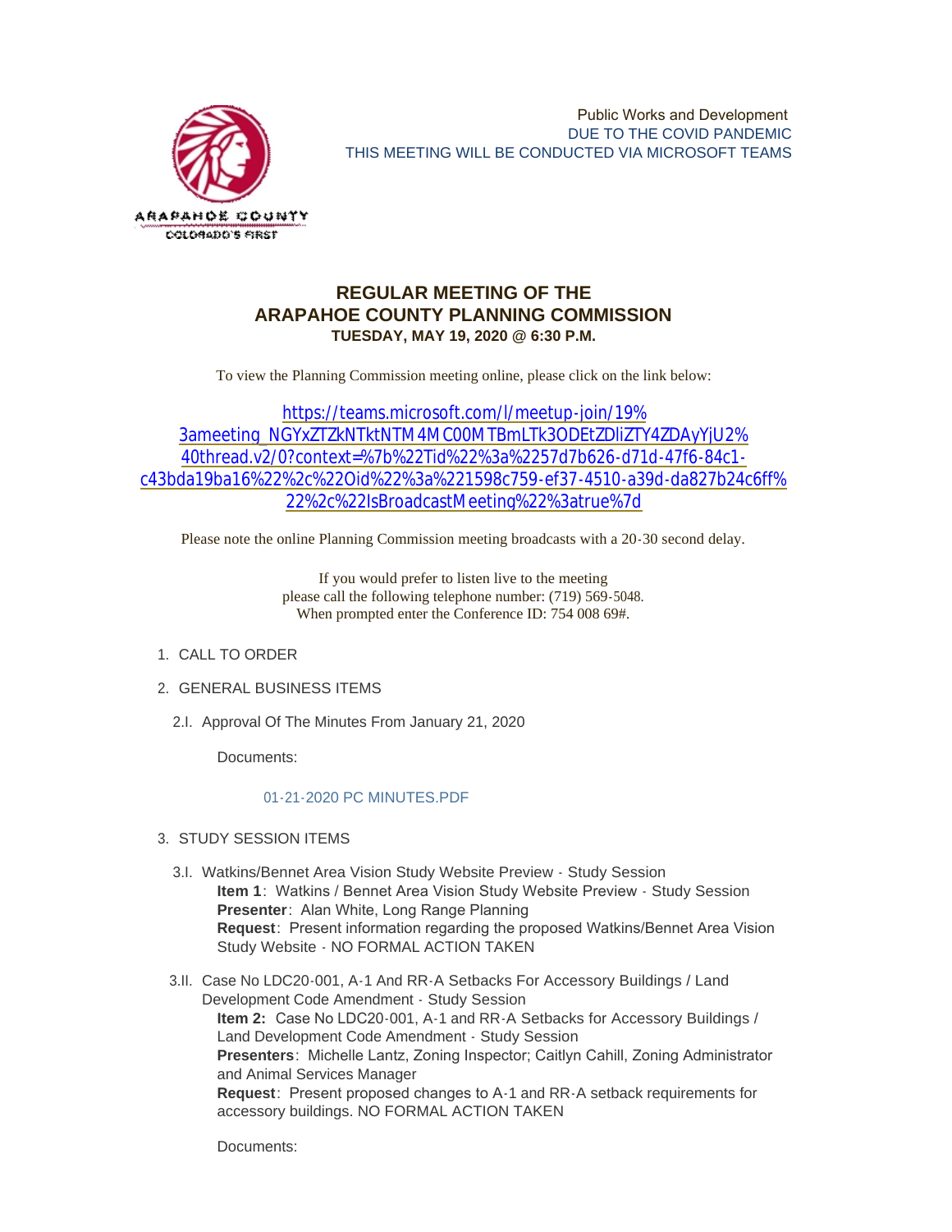ARAPAHOE COUNTY
COLORADO'S FIRST

Public Works and Development
DUE TO THE COVID PANDEMIC
THIS MEETING WILL BE CONDUCTED VIA MICROSOFT TEAMS

# REGULAR MEETING OF THE ARAPAHOE COUNTY PLANNING COMMISSION

**TUESDAY, MAY 19, 2020 @ 6:30 P.M.**

To view the Planning Commission meeting online, please click on the link below:

https://teams.microsoft.com/l/meetup-join/19%3ameeting_NGYxZTZkNTktNTM4MC00MTBmLTk3ODEtZDliZTY4ZDAyYjU2%40thread.v2/0?context=%7b%22Tid%22%3a%2257d7b626-d71d-47f6-84c1-c43bda19ba16%22%2c%22Oid%22%3a%221598c759-ef37-4510-a39d-da827b24c6ff%22%2c%22IsBroadcastMeeting%22%3atrue%7d

Please note the online Planning Commission meeting broadcasts with a 20-30 second delay.

If you would prefer to listen live to the meeting
please call the following telephone number: (719) 569-5048.
When prompted enter the Conference ID: 754 008 69#.

1. CALL TO ORDER

2. GENERAL BUSINESS ITEMS

   2.I. Approval Of The Minutes From January 21, 2020

   Documents:

   01-21-2020 PC MINUTES.PDF

3. STUDY SESSION ITEMS

   3.I. Watkins/Bennet Area Vision Study Website Preview - Study Session
   **Item 1**: Watkins / Bennet Area Vision Study Website Preview - Study Session
   **Presenter**: Alan White, Long Range Planning
   **Request**: Present information regarding the proposed Watkins/Bennet Area Vision Study Website - NO FORMAL ACTION TAKEN

   3.II. Case No LDC20-001, A-1 And RR-A Setbacks For Accessory Buildings / Land Development Code Amendment - Study Session
   **Item 2:** Case No LDC20-001, A-1 and RR-A Setbacks for Accessory Buildings / Land Development Code Amendment - Study Session
   **Presenters**: Michelle Lantz, Zoning Inspector; Caitlyn Cahill, Zoning Administrator and Animal Services Manager
   **Request**: Present proposed changes to A-1 and RR-A setback requirements for accessory buildings. NO FORMAL ACTION TAKEN

   Documents: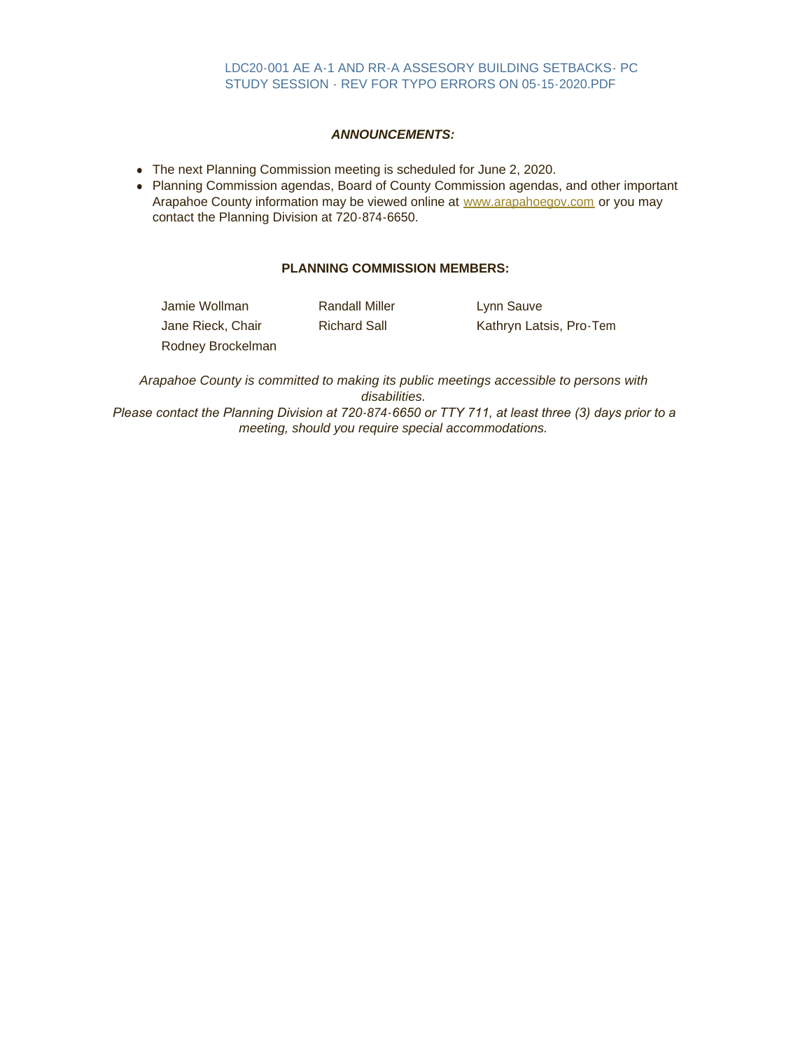LDC20-001 AE A-1 AND RR-A ASSESORY BUILDING SETBACKS- PC STUDY SESSION - REV FOR TYPO ERRORS ON 05-15-2020.PDF

### ***ANNOUNCEMENTS:***

- The next Planning Commission meeting is scheduled for June 2, 2020.
- Planning Commission agendas, Board of County Commission agendas, and other important Arapahoe County information may be viewed online at www.arapahoegov.com or you may contact the Planning Division at 720-874-6650.

### **PLANNING COMMISSION MEMBERS:**

| | | |
|---|---|---|
| Jamie Wollman | Randall Miller | Lynn Sauve |
| Jane Rieck, Chair | Richard Sall | Kathryn Latsis, Pro-Tem |
| Rodney Brockelman | | |

*Arapahoe County is committed to making its public meetings accessible to persons with disabilities.*
*Please contact the Planning Division at 720-874-6650 or TTY 711, at least three (3) days prior to a meeting, should you require special accommodations.*